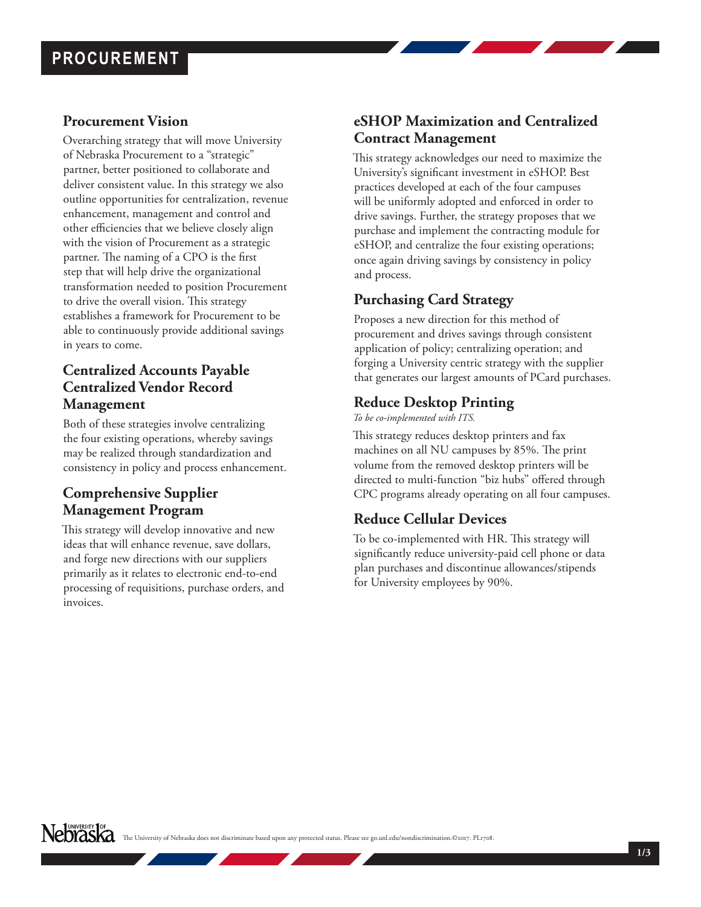# PROCUREMENT

## Procurement Vision

Overarching strategy that will move University of Nebraska Procurement to a "strategic" partner, better positioned to collaborate and deliver consistent value. In this strategy we also outline opportunities for centralization, revenue enhancement, management and control and other efficiencies that we believe closely align with the vision of Procurement as a strategic partner. The naming of a CPO is the first step that will help drive the organizational transformation needed to position Procurement to drive the overall vision. This strategy establishes a framework for Procurement to be able to continuously provide additional savings in years to come.

## Centralized Accounts Payable Centralized Vendor Record Management

Both of these strategies involve centralizing the four existing operations, whereby savings may be realized through standardization and consistency in policy and process enhancement.

## Comprehensive Supplier Management Program

This strategy will develop innovative and new ideas that will enhance revenue, save dollars, and forge new directions with our suppliers primarily as it relates to electronic end-to-end processing of requisitions, purchase orders, and invoices.

## eSHOP Maximization and Centralized Contract Management

This strategy acknowledges our need to maximize the University's significant investment in eSHOP. Best practices developed at each of the four campuses will be uniformly adopted and enforced in order to drive savings. Further, the strategy proposes that we purchase and implement the contracting module for eSHOP, and centralize the four existing operations; once again driving savings by consistency in policy and process.

## Purchasing Card Strategy

Proposes a new direction for this method of procurement and drives savings through consistent application of policy; centralizing operation; and forging a University centric strategy with the supplier that generates our largest amounts of PCard purchases.

## Reduce Desktop Printing

*To be co-implemented with ITS.*

This strategy reduces desktop printers and fax machines on all NU campuses by 85%. The print volume from the removed desktop printers will be directed to multi-function "biz hubs" offered through CPC programs already operating on all four campuses.

## Reduce Cellular Devices

To be co-implemented with HR. This strategy will significantly reduce university-paid cell phone or data plan purchases and discontinue allowances/stipends for University employees by 90%.

The University of Nebraska does not discriminate based upon any protected status. Please see go.unl.edu/nondiscrimination.©2017. PL1708.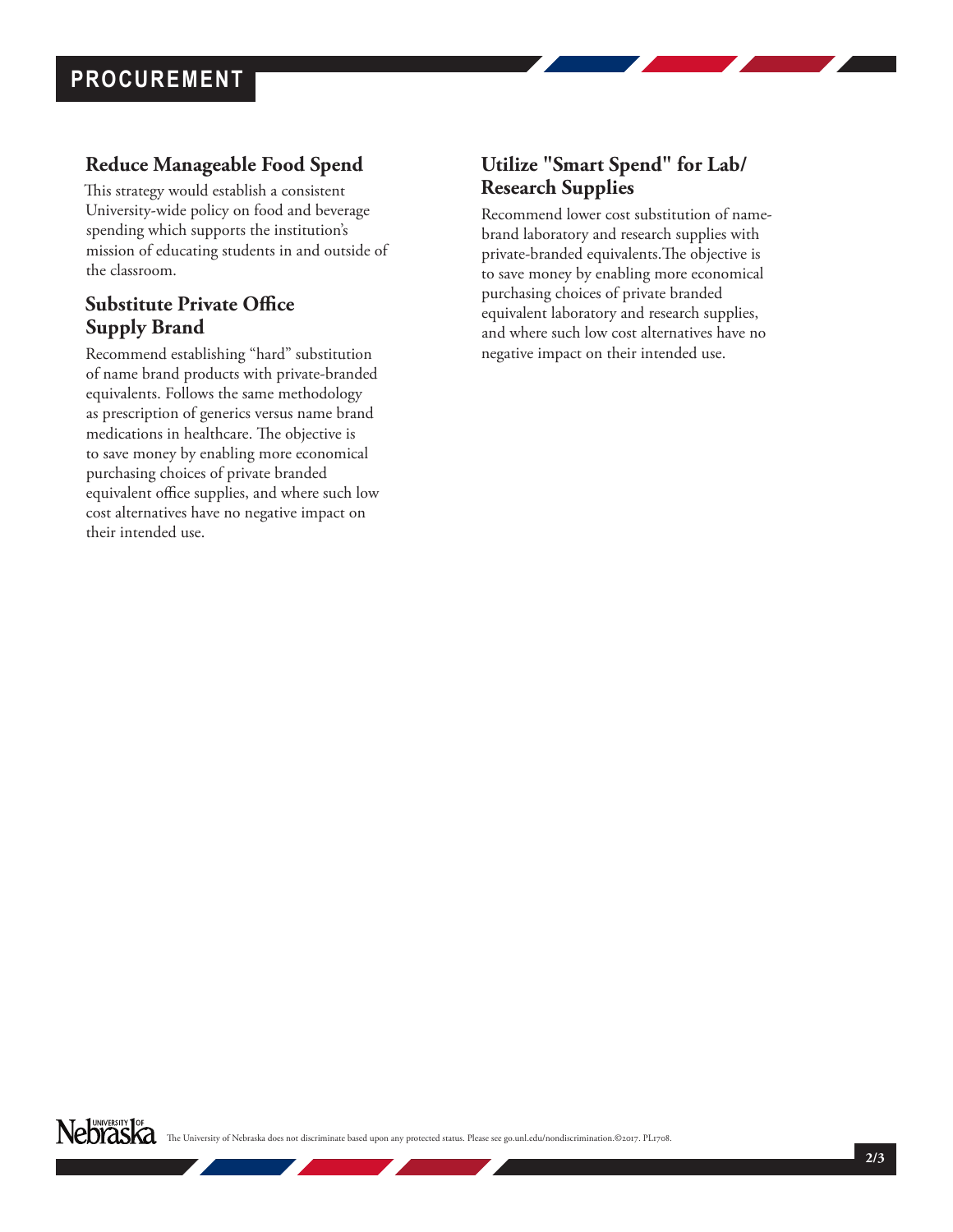# PROCUREMENT

## Reduce Manageable Food Spend

This strategy would establish a consistent University-wide policy on food and beverage spending which supports the institution's mission of educating students in and outside of the classroom.

## Substitute Private Office Supply Brand

Recommend establishing "hard" substitution of name brand products with private-branded equivalents. Follows the same methodology as prescription of generics versus name brand medications in healthcare. The objective is to save money by enabling more economical purchasing choices of private branded equivalent office supplies, and where such low cost alternatives have no negative impact on their intended use.

## Utilize "Smart Spend" for Lab/ Research Supplies

Recommend lower cost substitution of name-brand laboratory and research supplies with private-branded equivalents.The objective is to save money by enabling more economical purchasing choices of private branded equivalent laboratory and research supplies, and where such low cost alternatives have no negative impact on their intended use.

The University of Nebraska does not discriminate based upon any protected status. Please see go.unl.edu/nondiscrimination.©2017. PL1708.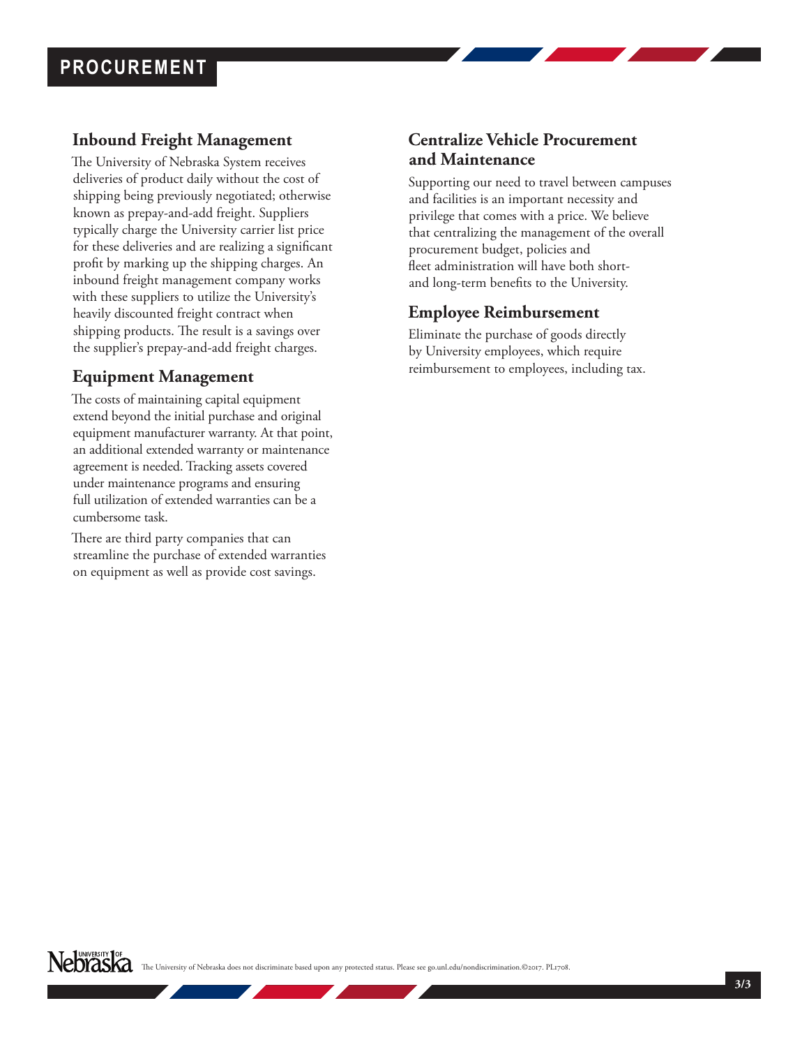## Inbound Freight Management

The University of Nebraska System receives deliveries of product daily without the cost of shipping being previously negotiated; otherwise known as prepay-and-add freight. Suppliers typically charge the University carrier list price for these deliveries and are realizing a significant profit by marking up the shipping charges. An inbound freight management company works with these suppliers to utilize the University's heavily discounted freight contract when shipping products. The result is a savings over the supplier's prepay-and-add freight charges.

## Equipment Management

The costs of maintaining capital equipment extend beyond the initial purchase and original equipment manufacturer warranty. At that point, an additional extended warranty or maintenance agreement is needed. Tracking assets covered under maintenance programs and ensuring full utilization of extended warranties can be a cumbersome task.

There are third party companies that can streamline the purchase of extended warranties on equipment as well as provide cost savings.

## Centralize Vehicle Procurement and Maintenance

Supporting our need to travel between campuses and facilities is an important necessity and privilege that comes with a price. We believe that centralizing the management of the overall procurement budget, policies and fleet administration will have both short- and long-term benefits to the University.

## Employee Reimbursement

Eliminate the purchase of goods directly by University employees, which require reimbursement to employees, including tax.

The University of Nebraska does not discriminate based upon any protected status. Please see go.unl.edu/nondiscrimination.©2017. PL1708.